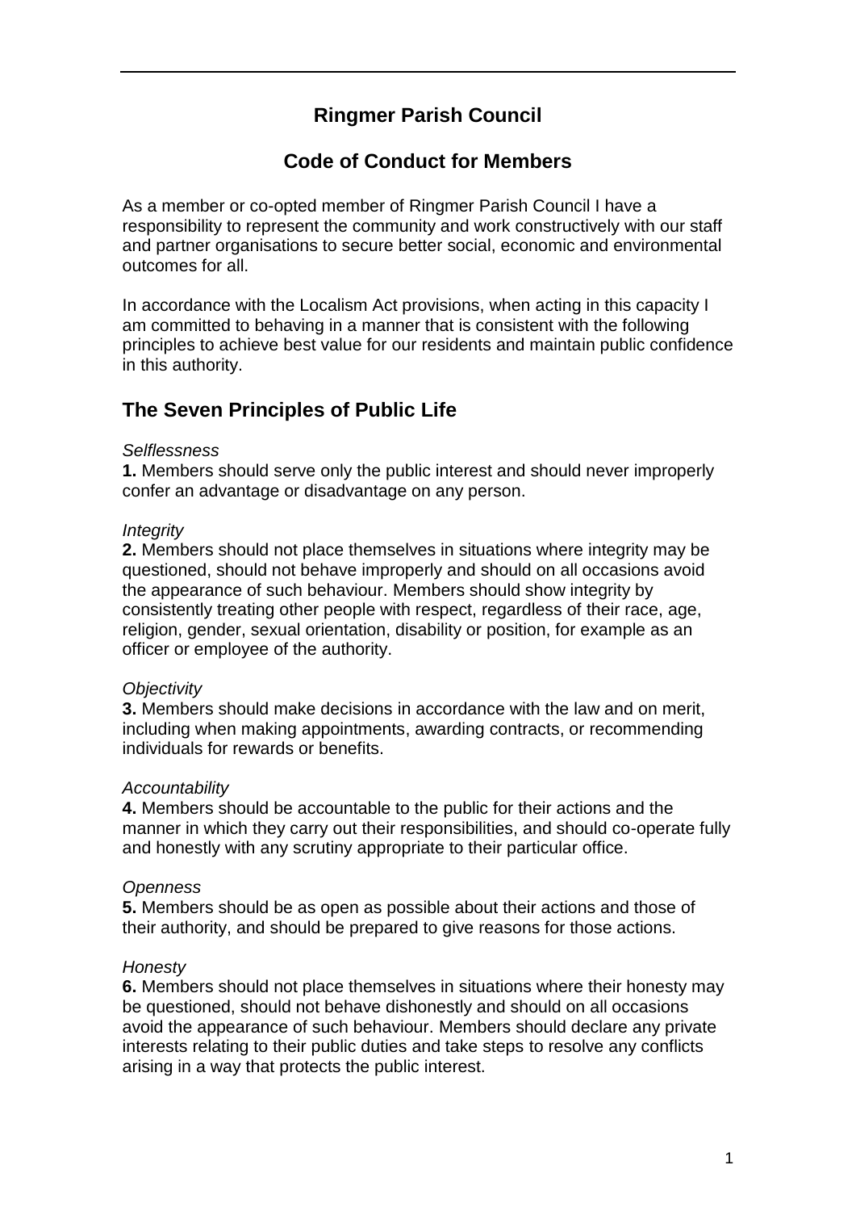# Ringmer Parish Council

## Code of Conduct for Members

As a member or co-opted member of Ringmer Parish Council I have a responsibility to represent the community and work constructively with our staff and partner organisations to secure better social, economic and environmental outcomes for all.

In accordance with the Localism Act provisions, when acting in this capacity I am committed to behaving in a manner that is consistent with the following principles to achieve best value for our residents and maintain public confidence in this authority.

## The Seven Principles of Public Life

*Selflessness*

**1.** Members should serve only the public interest and should never improperly confer an advantage or disadvantage on any person.

*Integrity*

**2.** Members should not place themselves in situations where integrity may be questioned, should not behave improperly and should on all occasions avoid the appearance of such behaviour. Members should show integrity by consistently treating other people with respect, regardless of their race, age, religion, gender, sexual orientation, disability or position, for example as an officer or employee of the authority.

*Objectivity*

**3.** Members should make decisions in accordance with the law and on merit, including when making appointments, awarding contracts, or recommending individuals for rewards or benefits.

*Accountability*

**4.** Members should be accountable to the public for their actions and the manner in which they carry out their responsibilities, and should co-operate fully and honestly with any scrutiny appropriate to their particular office.

*Openness*

**5.** Members should be as open as possible about their actions and those of their authority, and should be prepared to give reasons for those actions.

*Honesty*

**6.** Members should not place themselves in situations where their honesty may be questioned, should not behave dishonestly and should on all occasions avoid the appearance of such behaviour. Members should declare any private interests relating to their public duties and take steps to resolve any conflicts arising in a way that protects the public interest.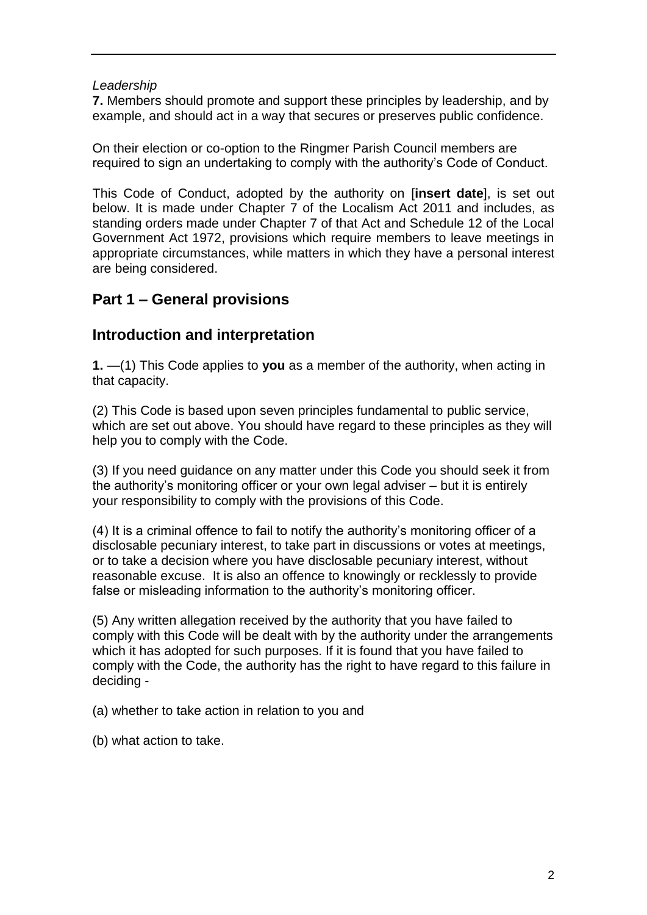*Leadership*

**7.** Members should promote and support these principles by leadership, and by example, and should act in a way that secures or preserves public confidence.

On their election or co-option to the Ringmer Parish Council members are required to sign an undertaking to comply with the authority's Code of Conduct.

This Code of Conduct, adopted by the authority on [**insert date**], is set out below. It is made under Chapter 7 of the Localism Act 2011 and includes, as standing orders made under Chapter 7 of that Act and Schedule 12 of the Local Government Act 1972, provisions which require members to leave meetings in appropriate circumstances, while matters in which they have a personal interest are being considered.

## Part 1 – General provisions

## Introduction and interpretation

**1.** —(1) This Code applies to **you** as a member of the authority, when acting in that capacity.

(2) This Code is based upon seven principles fundamental to public service, which are set out above. You should have regard to these principles as they will help you to comply with the Code.

(3) If you need guidance on any matter under this Code you should seek it from the authority's monitoring officer or your own legal adviser – but it is entirely your responsibility to comply with the provisions of this Code.

(4) It is a criminal offence to fail to notify the authority's monitoring officer of a disclosable pecuniary interest, to take part in discussions or votes at meetings, or to take a decision where you have disclosable pecuniary interest, without reasonable excuse. It is also an offence to knowingly or recklessly to provide false or misleading information to the authority's monitoring officer.

(5) Any written allegation received by the authority that you have failed to comply with this Code will be dealt with by the authority under the arrangements which it has adopted for such purposes. If it is found that you have failed to comply with the Code, the authority has the right to have regard to this failure in deciding -

(a) whether to take action in relation to you and

(b) what action to take.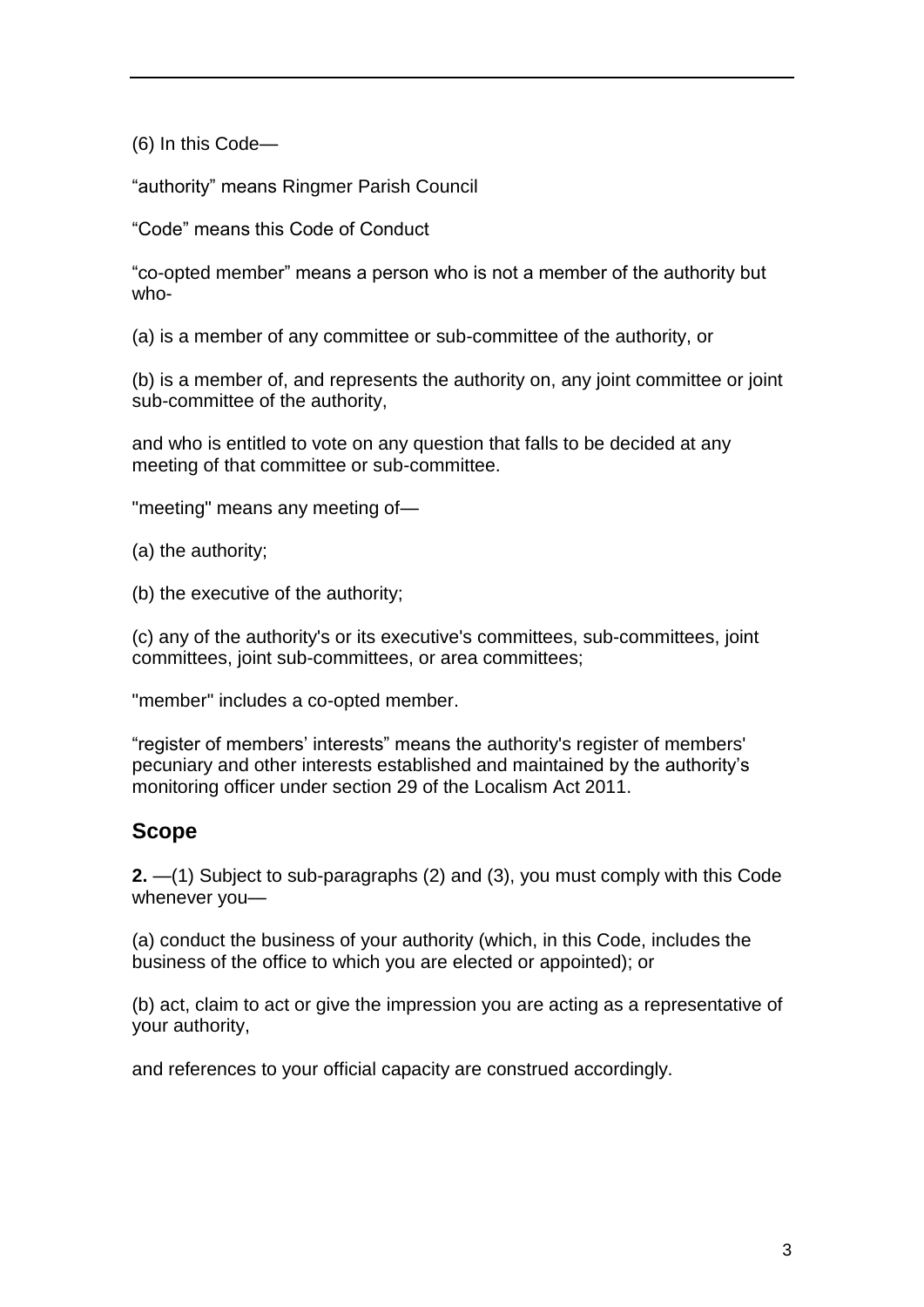(6) In this Code—

“authority” means Ringmer Parish Council

“Code” means this Code of Conduct

“co-opted member” means a person who is not a member of the authority but who-

(a) is a member of any committee or sub-committee of the authority, or

(b) is a member of, and represents the authority on, any joint committee or joint sub-committee of the authority,

and who is entitled to vote on any question that falls to be decided at any meeting of that committee or sub-committee.

"meeting" means any meeting of—

(a) the authority;

(b) the executive of the authority;

(c) any of the authority's or its executive's committees, sub-committees, joint committees, joint sub-committees, or area committees;

"member" includes a co-opted member.

“register of members’ interests” means the authority's register of members' pecuniary and other interests established and maintained by the authority’s monitoring officer under section 29 of the Localism Act 2011.

## Scope

**2.** —(1) Subject to sub-paragraphs (2) and (3), you must comply with this Code whenever you—

(a) conduct the business of your authority (which, in this Code, includes the business of the office to which you are elected or appointed); or

(b) act, claim to act or give the impression you are acting as a representative of your authority,

and references to your official capacity are construed accordingly.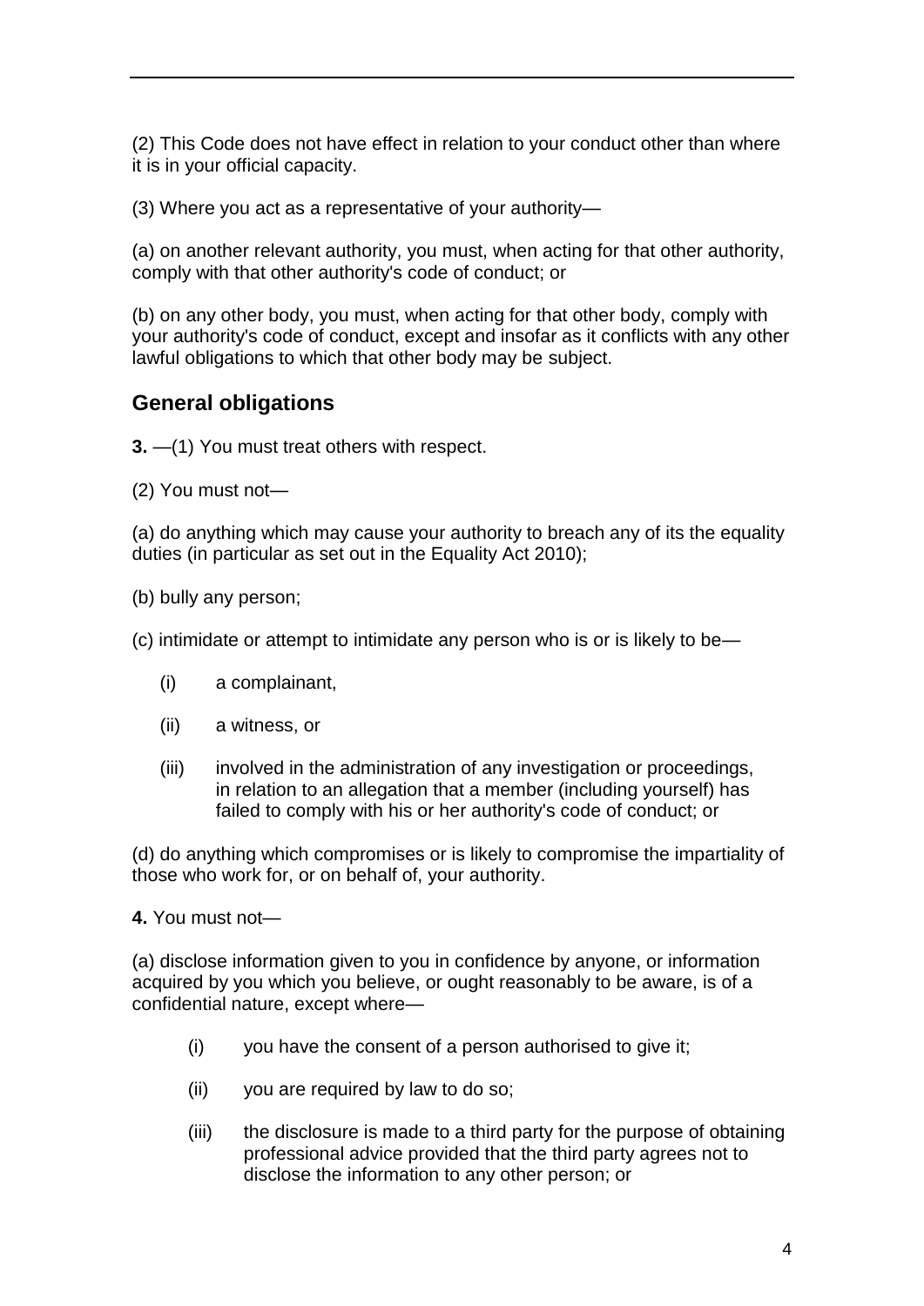(2) This Code does not have effect in relation to your conduct other than where it is in your official capacity.

(3) Where you act as a representative of your authority—

(a) on another relevant authority, you must, when acting for that other authority, comply with that other authority's code of conduct; or

(b) on any other body, you must, when acting for that other body, comply with your authority's code of conduct, except and insofar as it conflicts with any other lawful obligations to which that other body may be subject.

## General obligations

**3.** —(1) You must treat others with respect.

(2) You must not—

(a) do anything which may cause your authority to breach any of its the equality duties (in particular as set out in the Equality Act 2010);

(b) bully any person;

(c) intimidate or attempt to intimidate any person who is or is likely to be—

- (i) a complainant,
- (ii) a witness, or
- (iii) involved in the administration of any investigation or proceedings, in relation to an allegation that a member (including yourself) has failed to comply with his or her authority's code of conduct; or

(d) do anything which compromises or is likely to compromise the impartiality of those who work for, or on behalf of, your authority.

**4.** You must not—

(a) disclose information given to you in confidence by anyone, or information acquired by you which you believe, or ought reasonably to be aware, is of a confidential nature, except where—

- (i) you have the consent of a person authorised to give it;
- (ii) you are required by law to do so;
- (iii) the disclosure is made to a third party for the purpose of obtaining professional advice provided that the third party agrees not to disclose the information to any other person; or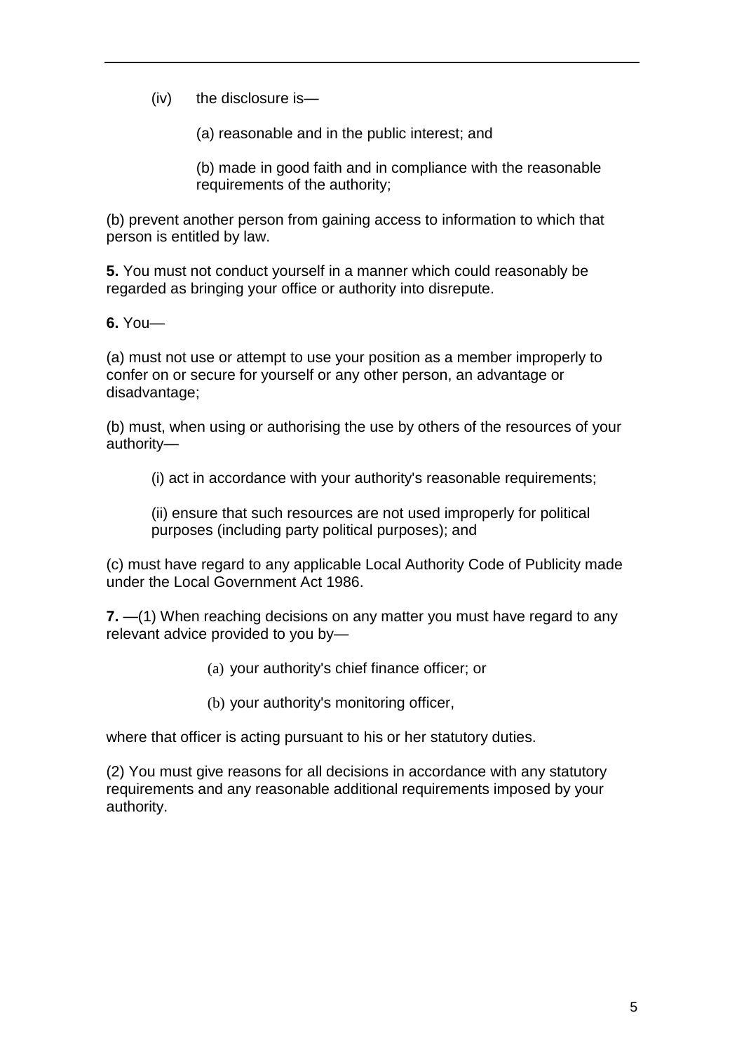(iv) the disclosure is—

(a) reasonable and in the public interest; and

(b) made in good faith and in compliance with the reasonable requirements of the authority;

(b) prevent another person from gaining access to information to which that person is entitled by law.

**5.** You must not conduct yourself in a manner which could reasonably be regarded as bringing your office or authority into disrepute.

**6.** You—

(a) must not use or attempt to use your position as a member improperly to confer on or secure for yourself or any other person, an advantage or disadvantage;

(b) must, when using or authorising the use by others of the resources of your authority—

(i) act in accordance with your authority's reasonable requirements;

(ii) ensure that such resources are not used improperly for political purposes (including party political purposes); and

(c) must have regard to any applicable Local Authority Code of Publicity made under the Local Government Act 1986.

**7.** —(1) When reaching decisions on any matter you must have regard to any relevant advice provided to you by—

(a) your authority's chief finance officer; or

(b) your authority's monitoring officer,

where that officer is acting pursuant to his or her statutory duties.

(2) You must give reasons for all decisions in accordance with any statutory requirements and any reasonable additional requirements imposed by your authority.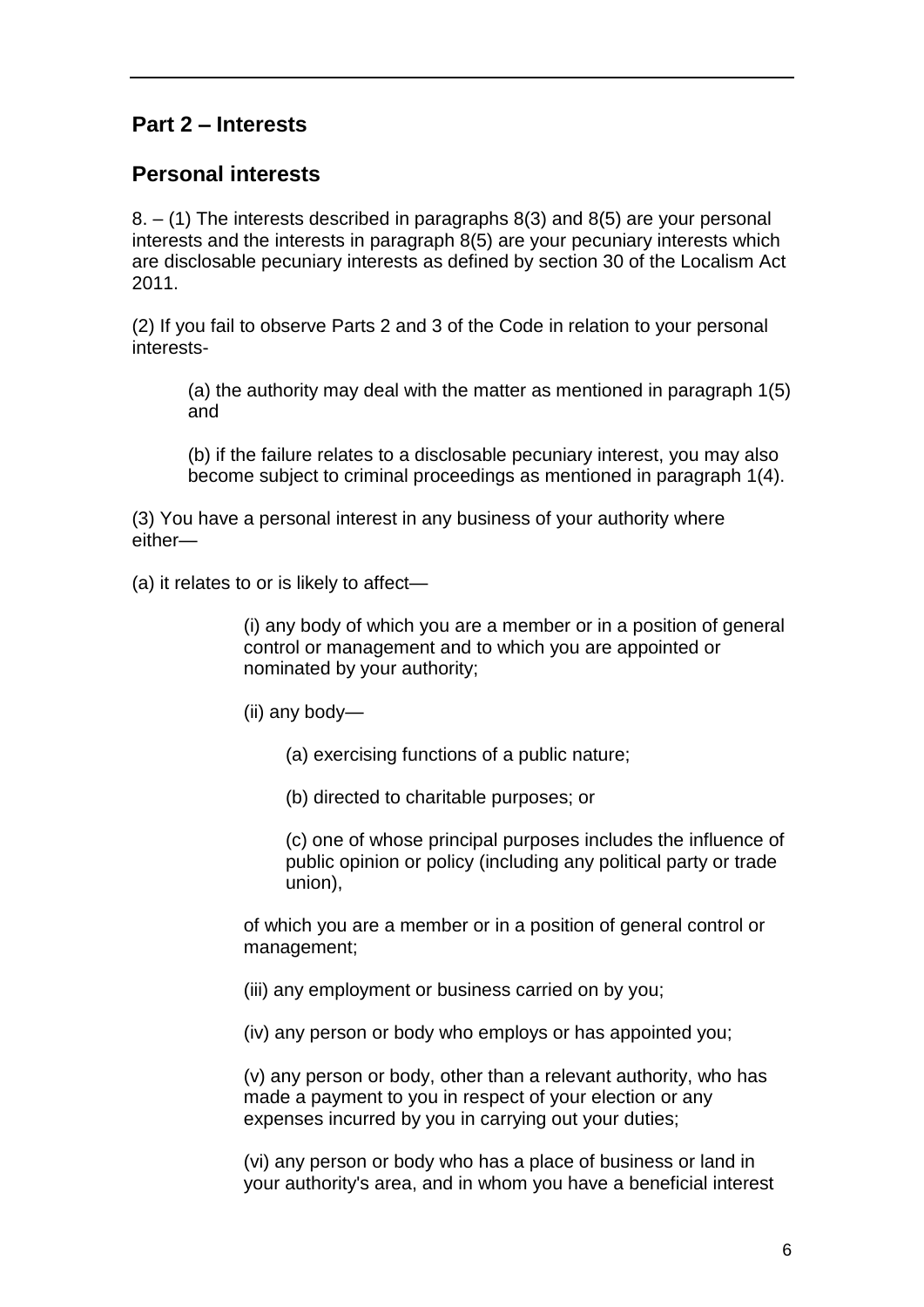## Part 2 – Interests

## Personal interests

8. – (1) The interests described in paragraphs 8(3) and 8(5) are your personal interests and the interests in paragraph 8(5) are your pecuniary interests which are disclosable pecuniary interests as defined by section 30 of the Localism Act 2011.

(2) If you fail to observe Parts 2 and 3 of the Code in relation to your personal interests-

> (a) the authority may deal with the matter as mentioned in paragraph 1(5) and
>
> (b) if the failure relates to a disclosable pecuniary interest, you may also become subject to criminal proceedings as mentioned in paragraph 1(4).

(3) You have a personal interest in any business of your authority where either—

(a) it relates to or is likely to affect—

> (i) any body of which you are a member or in a position of general control or management and to which you are appointed or nominated by your authority;
>
> (ii) any body—
>
> > (a) exercising functions of a public nature;
> >
> > (b) directed to charitable purposes; or
> >
> > (c) one of whose principal purposes includes the influence of public opinion or policy (including any political party or trade union),
>
> of which you are a member or in a position of general control or management;
>
> (iii) any employment or business carried on by you;
>
> (iv) any person or body who employs or has appointed you;
>
> (v) any person or body, other than a relevant authority, who has made a payment to you in respect of your election or any expenses incurred by you in carrying out your duties;
>
> (vi) any person or body who has a place of business or land in your authority's area, and in whom you have a beneficial interest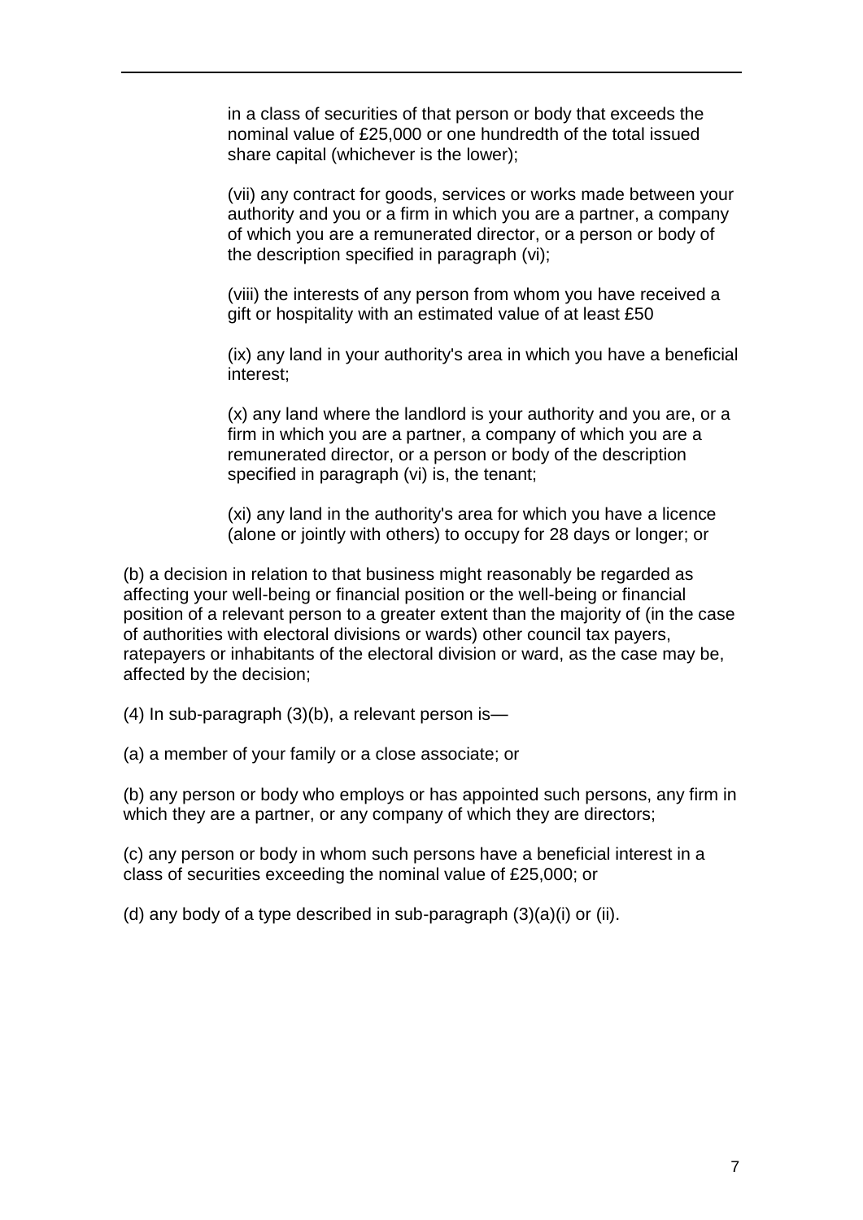in a class of securities of that person or body that exceeds the nominal value of £25,000 or one hundredth of the total issued share capital (whichever is the lower);

(vii) any contract for goods, services or works made between your authority and you or a firm in which you are a partner, a company of which you are a remunerated director, or a person or body of the description specified in paragraph (vi);

(viii) the interests of any person from whom you have received a gift or hospitality with an estimated value of at least £50

(ix) any land in your authority's area in which you have a beneficial interest;

(x) any land where the landlord is your authority and you are, or a firm in which you are a partner, a company of which you are a remunerated director, or a person or body of the description specified in paragraph (vi) is, the tenant;

(xi) any land in the authority's area for which you have a licence (alone or jointly with others) to occupy for 28 days or longer; or

(b) a decision in relation to that business might reasonably be regarded as affecting your well-being or financial position or the well-being or financial position of a relevant person to a greater extent than the majority of (in the case of authorities with electoral divisions or wards) other council tax payers, ratepayers or inhabitants of the electoral division or ward, as the case may be, affected by the decision;

(4) In sub-paragraph (3)(b), a relevant person is—

(a) a member of your family or a close associate; or

(b) any person or body who employs or has appointed such persons, any firm in which they are a partner, or any company of which they are directors;

(c) any person or body in whom such persons have a beneficial interest in a class of securities exceeding the nominal value of £25,000; or

(d) any body of a type described in sub-paragraph (3)(a)(i) or (ii).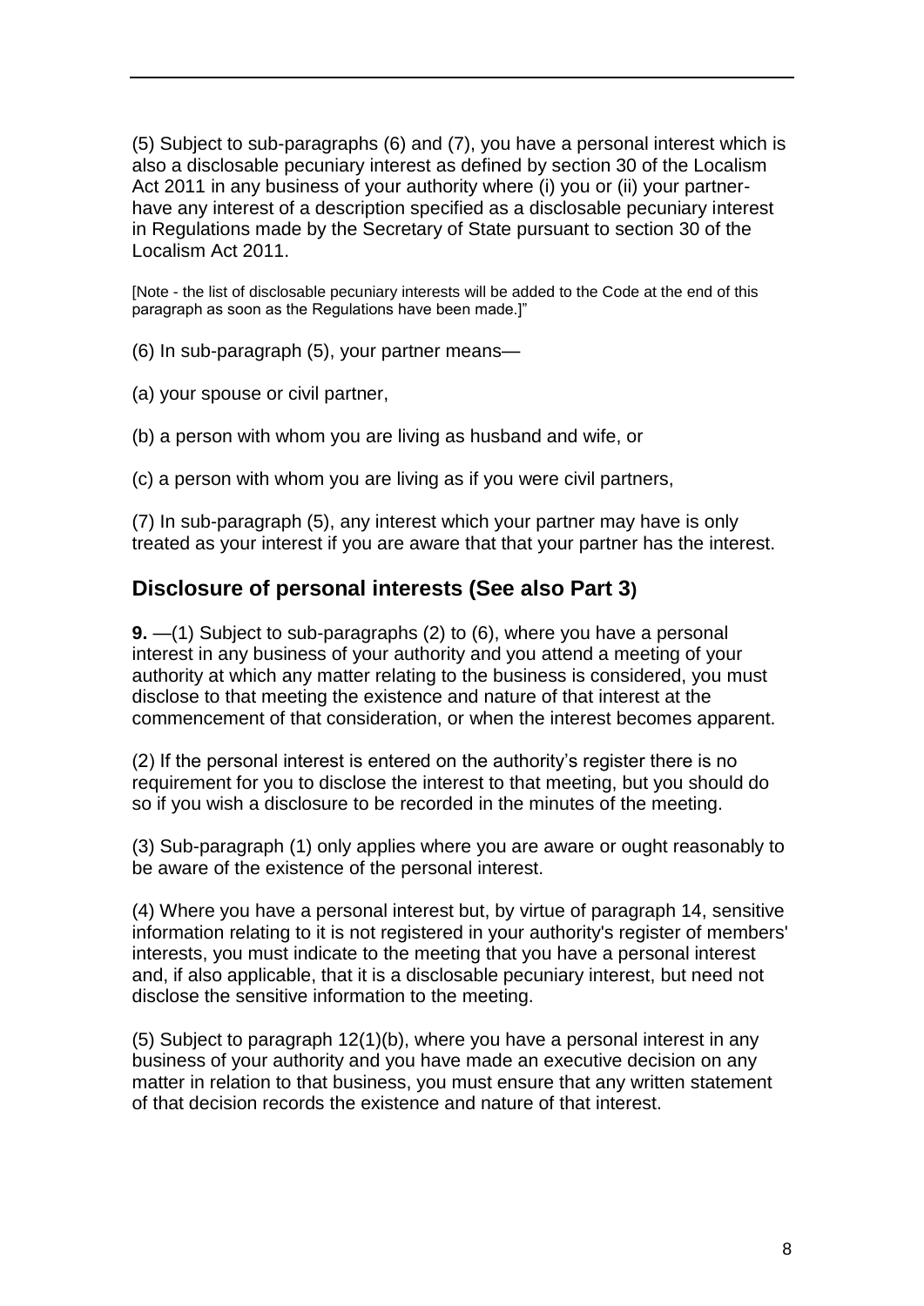(5) Subject to sub-paragraphs (6) and (7), you have a personal interest which is also a disclosable pecuniary interest as defined by section 30 of the Localism Act 2011 in any business of your authority where (i) you or (ii) your partner- have any interest of a description specified as a disclosable pecuniary interest in Regulations made by the Secretary of State pursuant to section 30 of the Localism Act 2011.

[Note - the list of disclosable pecuniary interests will be added to the Code at the end of this paragraph as soon as the Regulations have been made.]"

(6) In sub-paragraph (5), your partner means—

(a) your spouse or civil partner,

(b) a person with whom you are living as husband and wife, or

(c) a person with whom you are living as if you were civil partners,

(7) In sub-paragraph (5), any interest which your partner may have is only treated as your interest if you are aware that that your partner has the interest.

## Disclosure of personal interests (See also Part 3)

**9.** —(1) Subject to sub-paragraphs (2) to (6), where you have a personal interest in any business of your authority and you attend a meeting of your authority at which any matter relating to the business is considered, you must disclose to that meeting the existence and nature of that interest at the commencement of that consideration, or when the interest becomes apparent.

(2) If the personal interest is entered on the authority's register there is no requirement for you to disclose the interest to that meeting, but you should do so if you wish a disclosure to be recorded in the minutes of the meeting.

(3) Sub-paragraph (1) only applies where you are aware or ought reasonably to be aware of the existence of the personal interest.

(4) Where you have a personal interest but, by virtue of paragraph 14, sensitive information relating to it is not registered in your authority's register of members' interests, you must indicate to the meeting that you have a personal interest and, if also applicable, that it is a disclosable pecuniary interest, but need not disclose the sensitive information to the meeting.

(5) Subject to paragraph 12(1)(b), where you have a personal interest in any business of your authority and you have made an executive decision on any matter in relation to that business, you must ensure that any written statement of that decision records the existence and nature of that interest.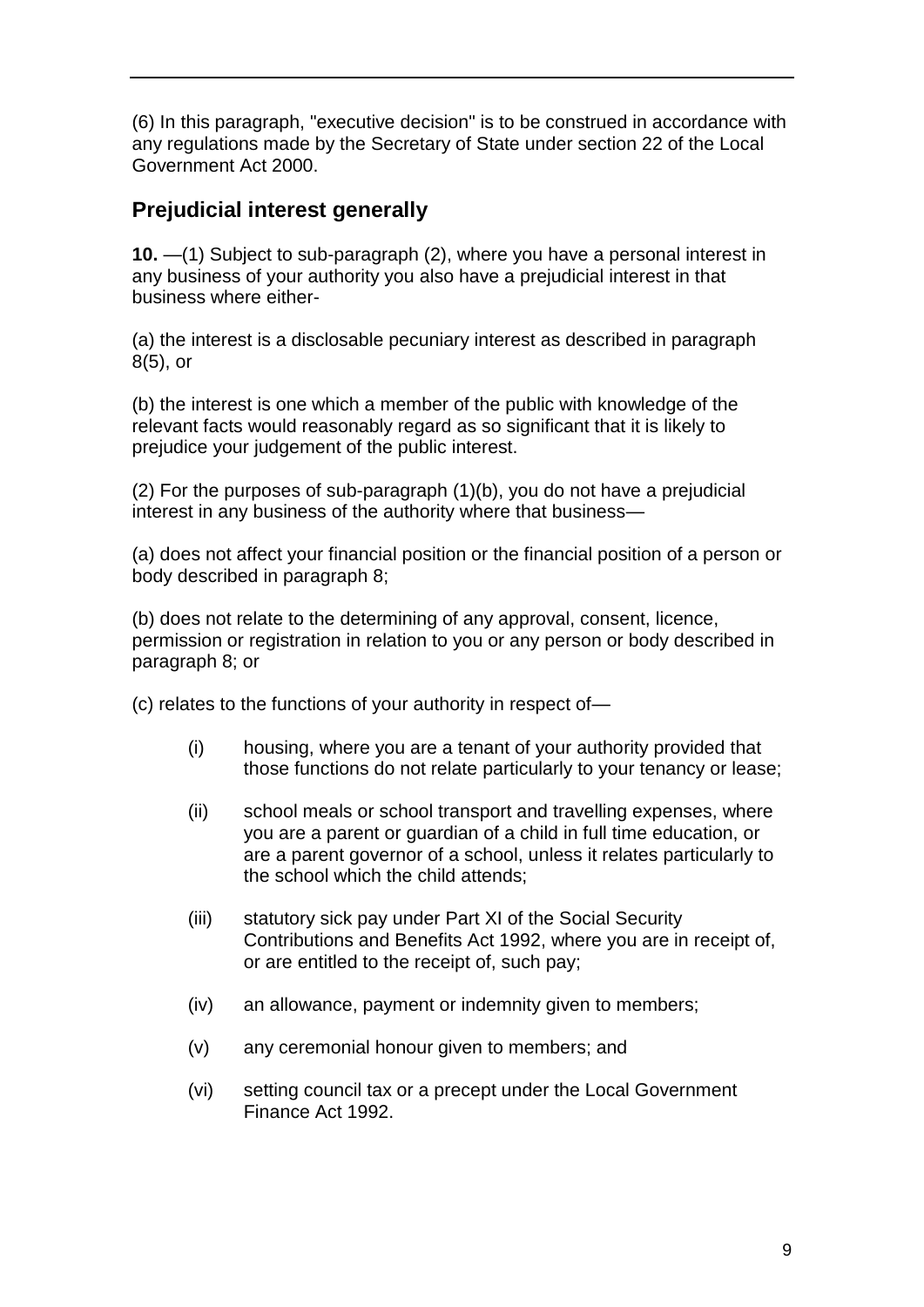(6) In this paragraph, "executive decision" is to be construed in accordance with any regulations made by the Secretary of State under section 22 of the Local Government Act 2000.

## Prejudicial interest generally

**10.** —(1) Subject to sub-paragraph (2), where you have a personal interest in any business of your authority you also have a prejudicial interest in that business where either-

(a) the interest is a disclosable pecuniary interest as described in paragraph 8(5), or

(b) the interest is one which a member of the public with knowledge of the relevant facts would reasonably regard as so significant that it is likely to prejudice your judgement of the public interest.

(2) For the purposes of sub-paragraph (1)(b), you do not have a prejudicial interest in any business of the authority where that business—

(a) does not affect your financial position or the financial position of a person or body described in paragraph 8;

(b) does not relate to the determining of any approval, consent, licence, permission or registration in relation to you or any person or body described in paragraph 8; or

(c) relates to the functions of your authority in respect of—

- (i) housing, where you are a tenant of your authority provided that those functions do not relate particularly to your tenancy or lease;
- (ii) school meals or school transport and travelling expenses, where you are a parent or guardian of a child in full time education, or are a parent governor of a school, unless it relates particularly to the school which the child attends;
- (iii) statutory sick pay under Part XI of the Social Security Contributions and Benefits Act 1992, where you are in receipt of, or are entitled to the receipt of, such pay;
- (iv) an allowance, payment or indemnity given to members;
- (v) any ceremonial honour given to members; and
- (vi) setting council tax or a precept under the Local Government Finance Act 1992.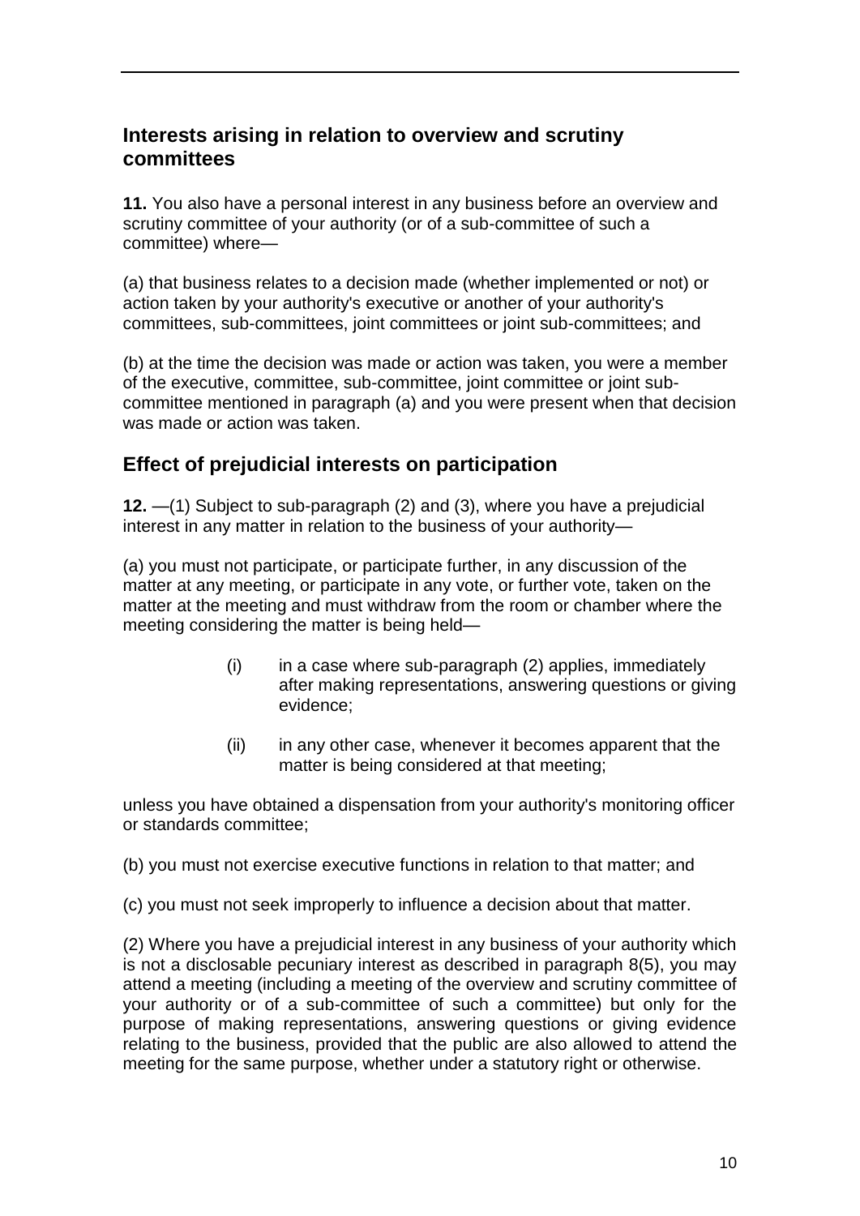## Interests arising in relation to overview and scrutiny committees

**11.** You also have a personal interest in any business before an overview and scrutiny committee of your authority (or of a sub-committee of such a committee) where—

(a) that business relates to a decision made (whether implemented or not) or action taken by your authority's executive or another of your authority's committees, sub-committees, joint committees or joint sub-committees; and

(b) at the time the decision was made or action was taken, you were a member of the executive, committee, sub-committee, joint committee or joint sub-committee mentioned in paragraph (a) and you were present when that decision was made or action was taken.

## Effect of prejudicial interests on participation

**12.** —(1) Subject to sub-paragraph (2) and (3), where you have a prejudicial interest in any matter in relation to the business of your authority—

(a) you must not participate, or participate further, in any discussion of the matter at any meeting, or participate in any vote, or further vote, taken on the matter at the meeting and must withdraw from the room or chamber where the meeting considering the matter is being held—

> (i) in a case where sub-paragraph (2) applies, immediately after making representations, answering questions or giving evidence;
>
> (ii) in any other case, whenever it becomes apparent that the matter is being considered at that meeting;

unless you have obtained a dispensation from your authority's monitoring officer or standards committee;

(b) you must not exercise executive functions in relation to that matter; and

(c) you must not seek improperly to influence a decision about that matter.

(2) Where you have a prejudicial interest in any business of your authority which is not a disclosable pecuniary interest as described in paragraph 8(5), you may attend a meeting (including a meeting of the overview and scrutiny committee of your authority or of a sub-committee of such a committee) but only for the purpose of making representations, answering questions or giving evidence relating to the business, provided that the public are also allowed to attend the meeting for the same purpose, whether under a statutory right or otherwise.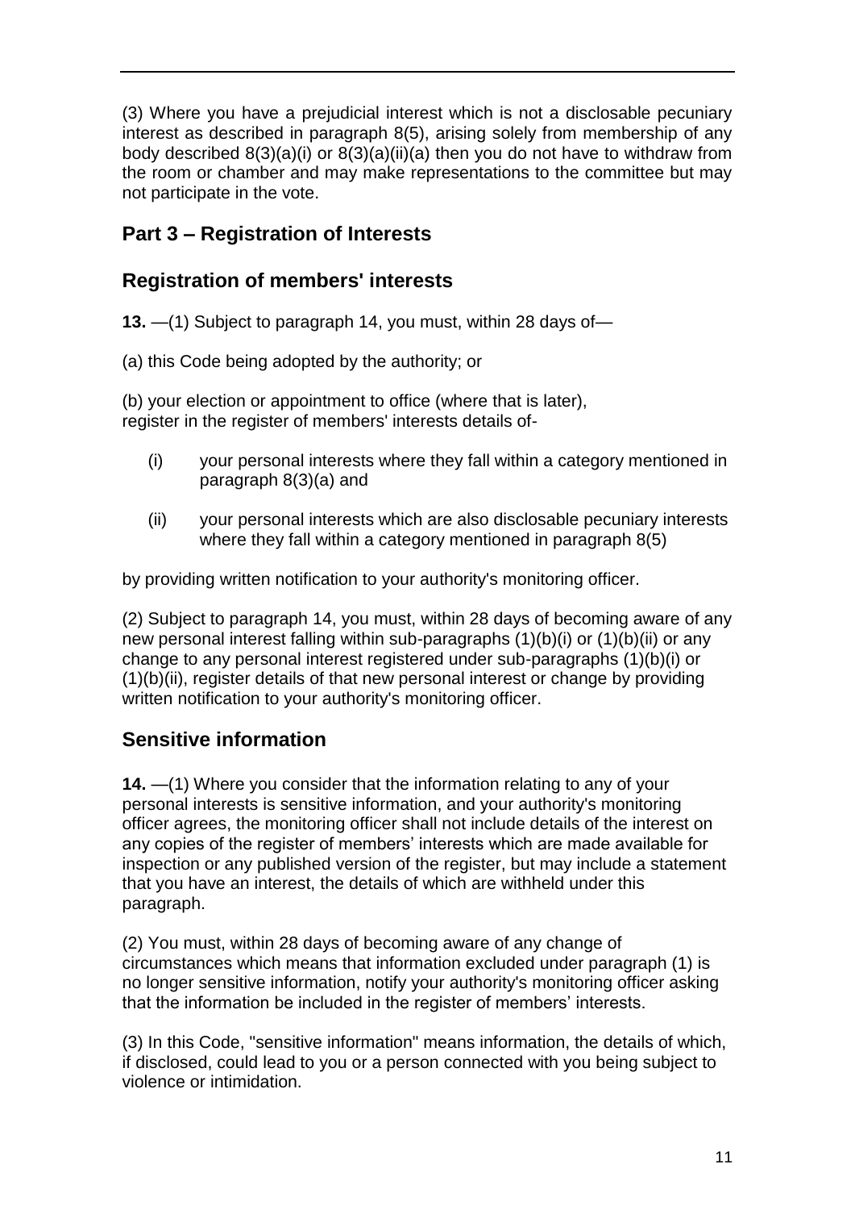(3) Where you have a prejudicial interest which is not a disclosable pecuniary interest as described in paragraph 8(5), arising solely from membership of any body described 8(3)(a)(i) or 8(3)(a)(ii)(a) then you do not have to withdraw from the room or chamber and may make representations to the committee but may not participate in the vote.

## Part 3 – Registration of Interests

## Registration of members' interests

**13.** —(1) Subject to paragraph 14, you must, within 28 days of—

(a) this Code being adopted by the authority; or

(b) your election or appointment to office (where that is later), register in the register of members' interests details of-

- (i) your personal interests where they fall within a category mentioned in paragraph 8(3)(a) and
- (ii) your personal interests which are also disclosable pecuniary interests where they fall within a category mentioned in paragraph 8(5)

by providing written notification to your authority's monitoring officer.

(2) Subject to paragraph 14, you must, within 28 days of becoming aware of any new personal interest falling within sub-paragraphs (1)(b)(i) or (1)(b)(ii) or any change to any personal interest registered under sub-paragraphs (1)(b)(i) or (1)(b)(ii), register details of that new personal interest or change by providing written notification to your authority's monitoring officer.

## Sensitive information

**14.** —(1) Where you consider that the information relating to any of your personal interests is sensitive information, and your authority's monitoring officer agrees, the monitoring officer shall not include details of the interest on any copies of the register of members' interests which are made available for inspection or any published version of the register, but may include a statement that you have an interest, the details of which are withheld under this paragraph.

(2) You must, within 28 days of becoming aware of any change of circumstances which means that information excluded under paragraph (1) is no longer sensitive information, notify your authority's monitoring officer asking that the information be included in the register of members' interests.

(3) In this Code, "sensitive information" means information, the details of which, if disclosed, could lead to you or a person connected with you being subject to violence or intimidation.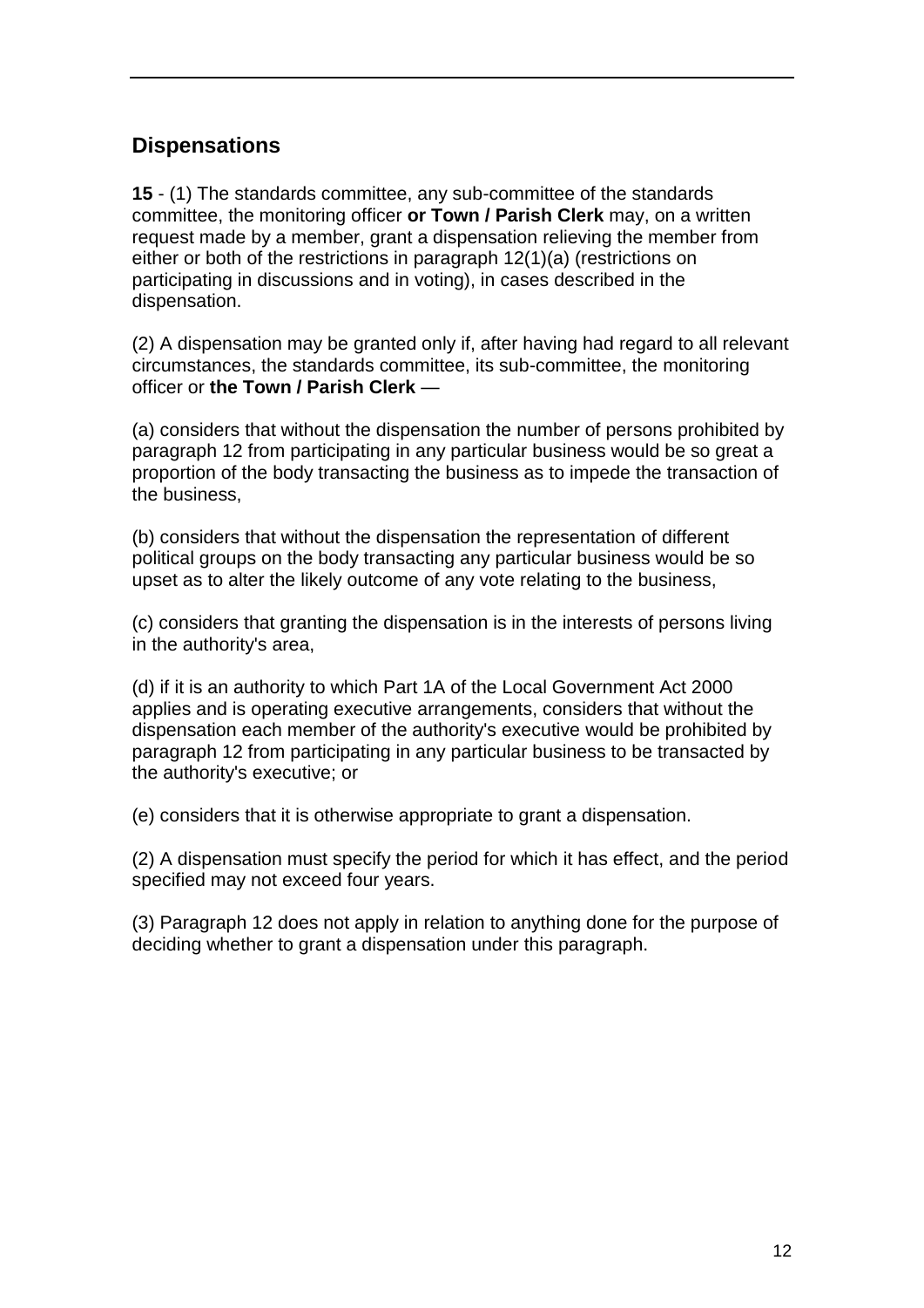## Dispensations

**15** - (1) The standards committee, any sub-committee of the standards committee, the monitoring officer **or Town / Parish Clerk** may, on a written request made by a member, grant a dispensation relieving the member from either or both of the restrictions in paragraph 12(1)(a) (restrictions on participating in discussions and in voting), in cases described in the dispensation.

(2) A dispensation may be granted only if, after having had regard to all relevant circumstances, the standards committee, its sub-committee, the monitoring officer or **the Town / Parish Clerk** —

(a) considers that without the dispensation the number of persons prohibited by paragraph 12 from participating in any particular business would be so great a proportion of the body transacting the business as to impede the transaction of the business,

(b) considers that without the dispensation the representation of different political groups on the body transacting any particular business would be so upset as to alter the likely outcome of any vote relating to the business,

(c) considers that granting the dispensation is in the interests of persons living in the authority's area,

(d) if it is an authority to which Part 1A of the Local Government Act 2000 applies and is operating executive arrangements, considers that without the dispensation each member of the authority's executive would be prohibited by paragraph 12 from participating in any particular business to be transacted by the authority's executive; or

(e) considers that it is otherwise appropriate to grant a dispensation.

(2) A dispensation must specify the period for which it has effect, and the period specified may not exceed four years.

(3) Paragraph 12 does not apply in relation to anything done for the purpose of deciding whether to grant a dispensation under this paragraph.